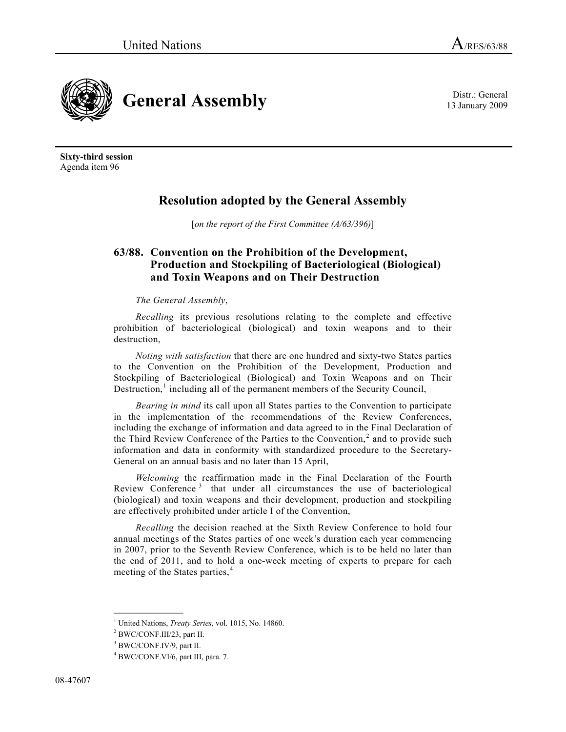United Nations A/RES/63/88

# General Assembly

Distr.: General
13 January 2009

**Sixty-third session**
Agenda item 96

## Resolution adopted by the General Assembly

[*on the report of the First Committee (A/63/396)*]

### 63/88. Convention on the Prohibition of the Development, Production and Stockpiling of Bacteriological (Biological) and Toxin Weapons and on Their Destruction

*The General Assembly*,

*Recalling* its previous resolutions relating to the complete and effective prohibition of bacteriological (biological) and toxin weapons and to their destruction,

*Noting with satisfaction* that there are one hundred and sixty-two States parties to the Convention on the Prohibition of the Development, Production and Stockpiling of Bacteriological (Biological) and Toxin Weapons and on Their Destruction,[1] including all of the permanent members of the Security Council,

*Bearing in mind* its call upon all States parties to the Convention to participate in the implementation of the recommendations of the Review Conferences, including the exchange of information and data agreed to in the Final Declaration of the Third Review Conference of the Parties to the Convention,[2] and to provide such information and data in conformity with standardized procedure to the Secretary-General on an annual basis and no later than 15 April,

*Welcoming* the reaffirmation made in the Final Declaration of the Fourth Review Conference[3] that under all circumstances the use of bacteriological (biological) and toxin weapons and their development, production and stockpiling are effectively prohibited under article I of the Convention,

*Recalling* the decision reached at the Sixth Review Conference to hold four annual meetings of the States parties of one week's duration each year commencing in 2007, prior to the Seventh Review Conference, which is to be held no later than the end of 2011, and to hold a one-week meeting of experts to prepare for each meeting of the States parties,[4]

---

[1] United Nations, *Treaty Series*, vol. 1015, No. 14860.
[2] BWC/CONF.III/23, part II.
[3] BWC/CONF.IV/9, part II.
[4] BWC/CONF.VI/6, part III, para. 7.

08-47607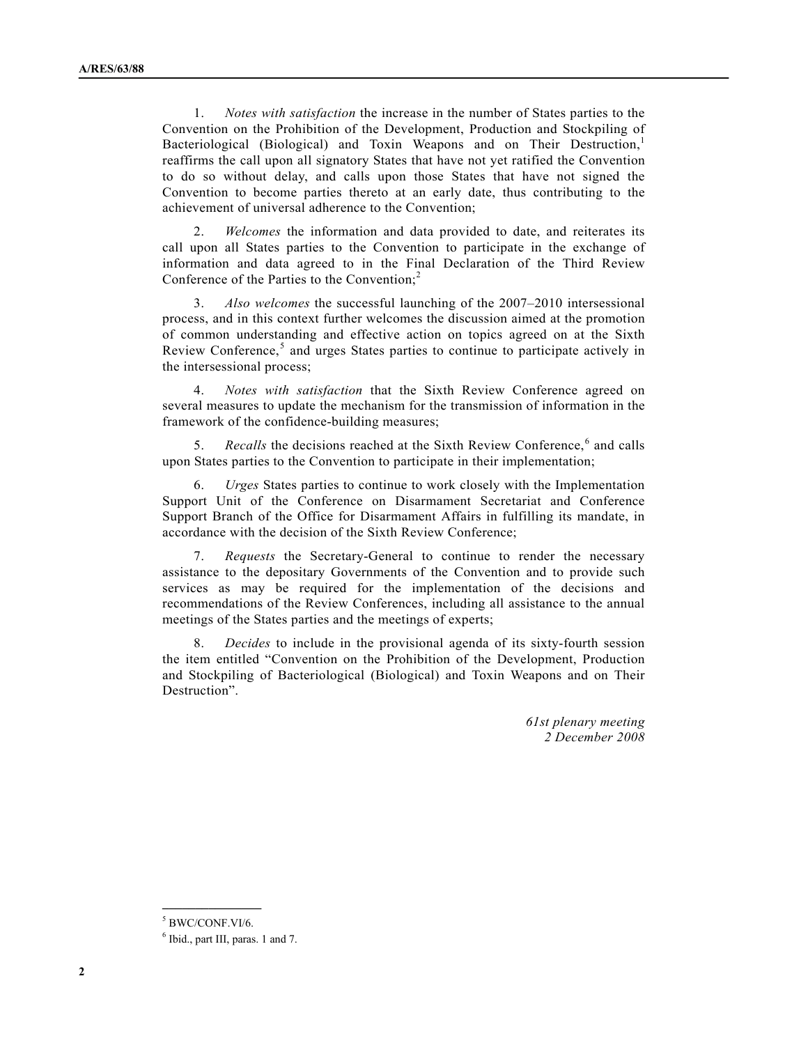1. *Notes with satisfaction* the increase in the number of States parties to the Convention on the Prohibition of the Development, Production and Stockpiling of Bacteriological (Biological) and Toxin Weapons and on Their Destruction,[1] reaffirms the call upon all signatory States that have not yet ratified the Convention to do so without delay, and calls upon those States that have not signed the Convention to become parties thereto at an early date, thus contributing to the achievement of universal adherence to the Convention;

2. *Welcomes* the information and data provided to date, and reiterates its call upon all States parties to the Convention to participate in the exchange of information and data agreed to in the Final Declaration of the Third Review Conference of the Parties to the Convention;[2]

3. *Also welcomes* the successful launching of the 2007–2010 intersessional process, and in this context further welcomes the discussion aimed at the promotion of common understanding and effective action on topics agreed on at the Sixth Review Conference,[5] and urges States parties to continue to participate actively in the intersessional process;

4. *Notes with satisfaction* that the Sixth Review Conference agreed on several measures to update the mechanism for the transmission of information in the framework of the confidence-building measures;

5. *Recalls* the decisions reached at the Sixth Review Conference,[6] and calls upon States parties to the Convention to participate in their implementation;

6. *Urges* States parties to continue to work closely with the Implementation Support Unit of the Conference on Disarmament Secretariat and Conference Support Branch of the Office for Disarmament Affairs in fulfilling its mandate, in accordance with the decision of the Sixth Review Conference;

7. *Requests* the Secretary-General to continue to render the necessary assistance to the depositary Governments of the Convention and to provide such services as may be required for the implementation of the decisions and recommendations of the Review Conferences, including all assistance to the annual meetings of the States parties and the meetings of experts;

8. *Decides* to include in the provisional agenda of its sixty-fourth session the item entitled "Convention on the Prohibition of the Development, Production and Stockpiling of Bacteriological (Biological) and Toxin Weapons and on Their Destruction".

*61st plenary meeting*
*2 December 2008*

---

[5] BWC/CONF.VI/6.

[6] Ibid., part III, paras. 1 and 7.